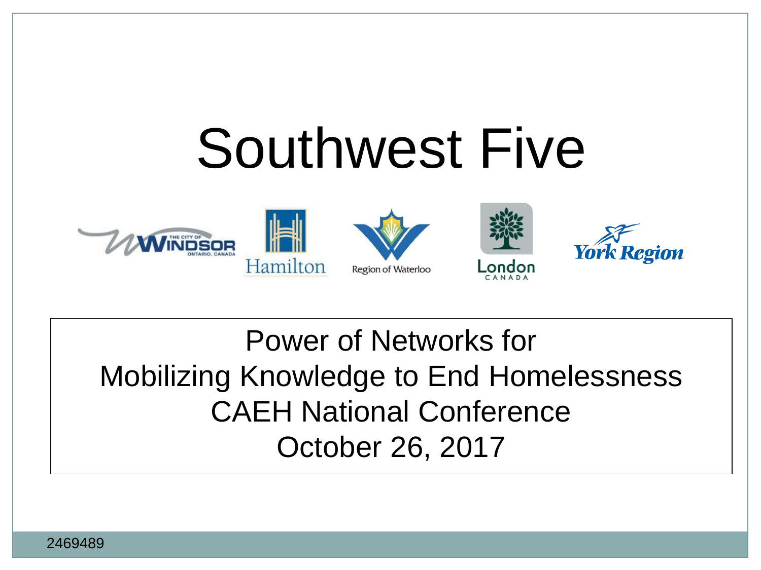# Southwest Five

Windsor · Hamilton · Region of Waterloo · London · York Region

Power of Networks for
Mobilizing Knowledge to End Homelessness
CAEH National Conference
October 26, 2017

2469489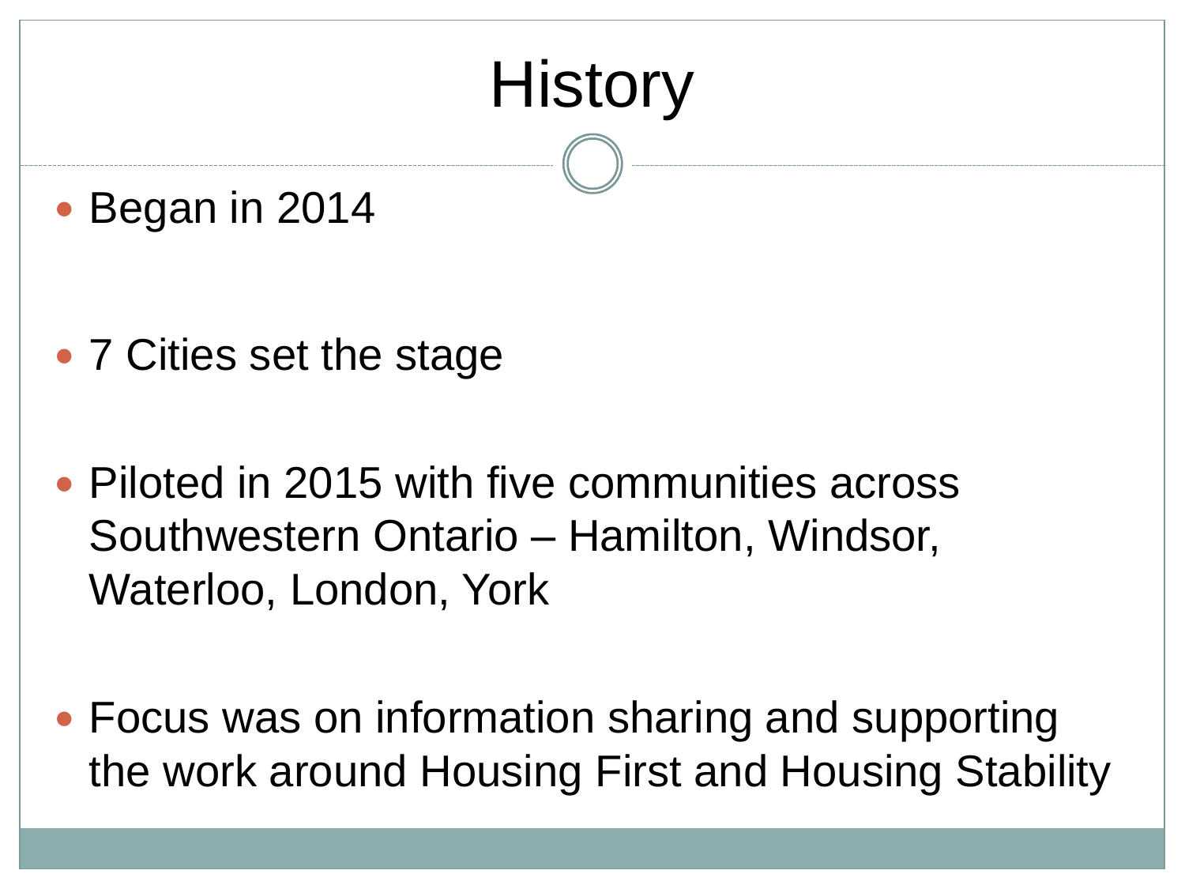# History

- Began in 2014

- 7 Cities set the stage

- Piloted in 2015 with five communities across Southwestern Ontario – Hamilton, Windsor, Waterloo, London, York

- Focus was on information sharing and supporting the work around Housing First and Housing Stability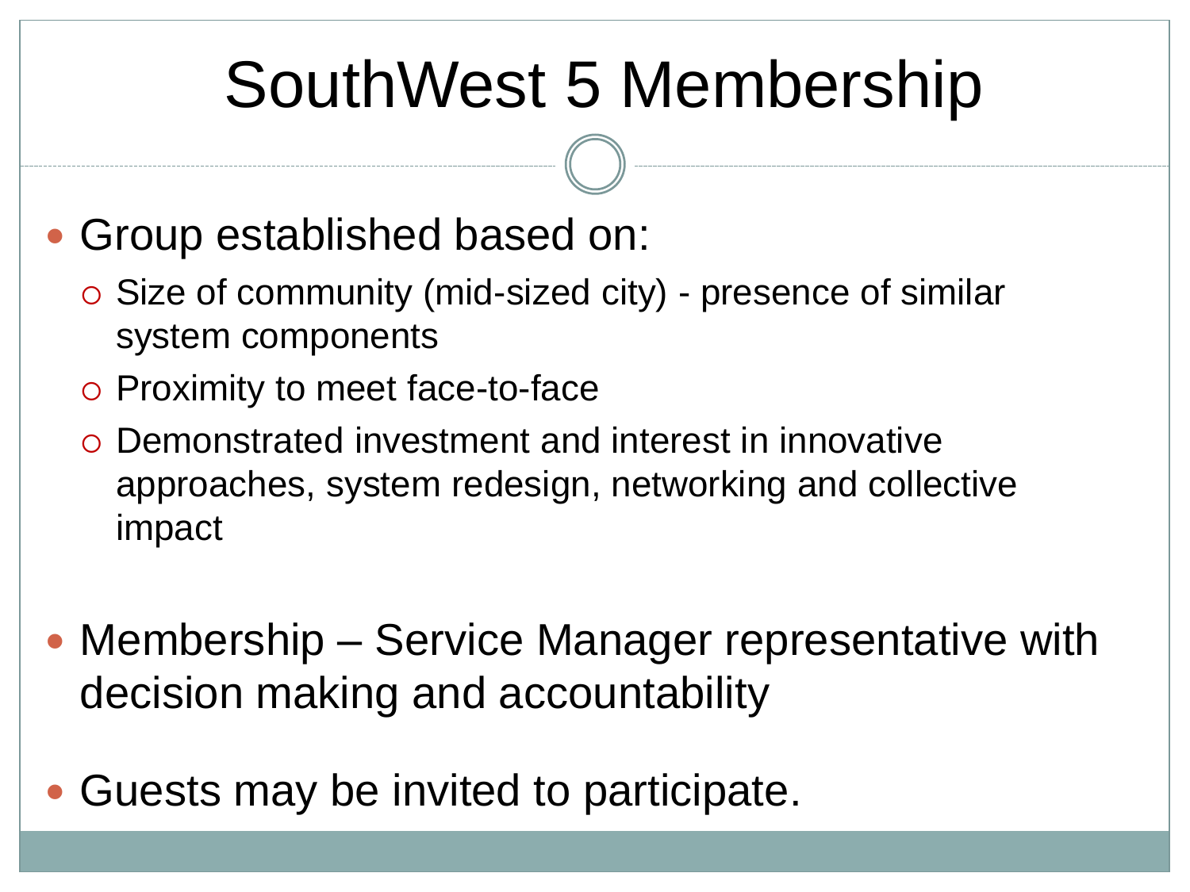# SouthWest 5 Membership

- Group established based on:
  - Size of community (mid-sized city) - presence of similar system components
  - Proximity to meet face-to-face
  - Demonstrated investment and interest in innovative approaches, system redesign, networking and collective impact
- Membership – Service Manager representative with decision making and accountability
- Guests may be invited to participate.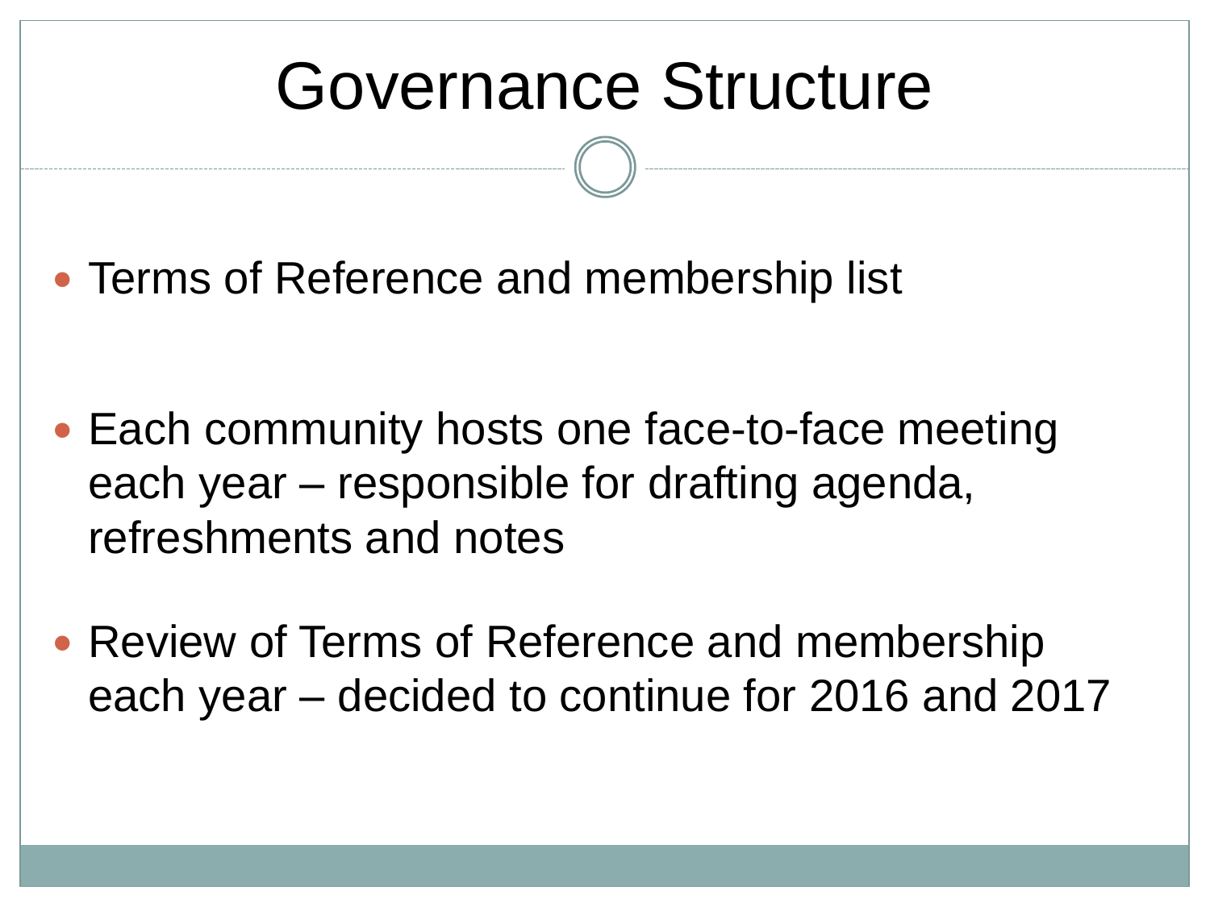# Governance Structure

- Terms of Reference and membership list

- Each community hosts one face-to-face meeting each year – responsible for drafting agenda, refreshments and notes

- Review of Terms of Reference and membership each year – decided to continue for 2016 and 2017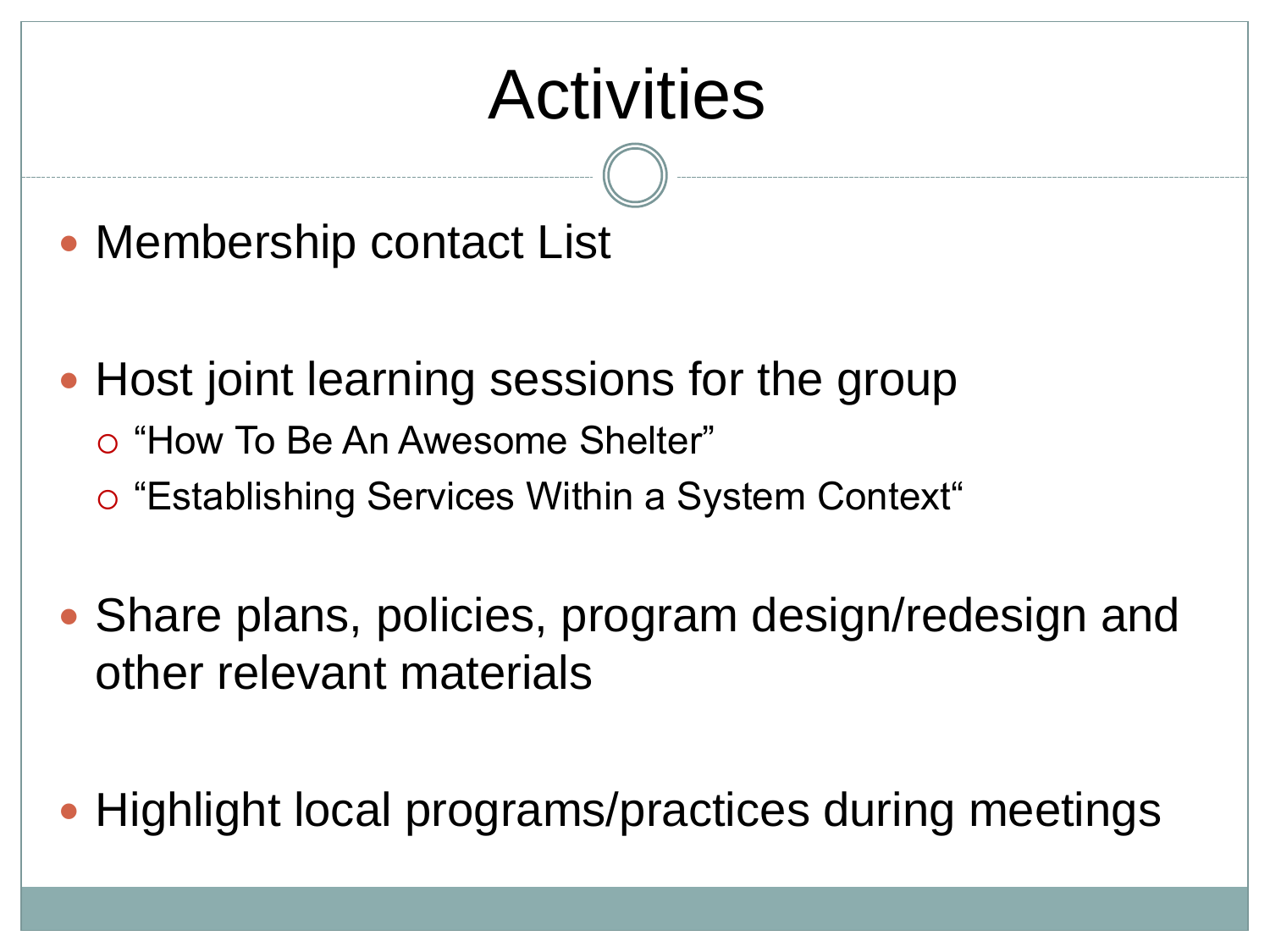# Activities

- Membership contact List
- Host joint learning sessions for the group
  - “How To Be An Awesome Shelter”
  - “Establishing Services Within a System Context“
- Share plans, policies, program design/redesign and other relevant materials
- Highlight local programs/practices during meetings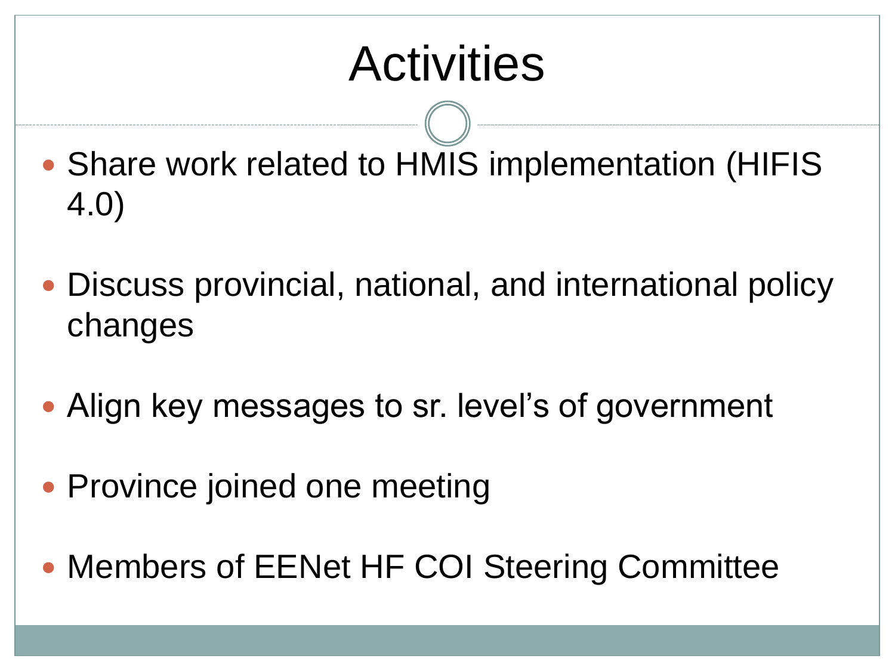# Activities

- Share work related to HMIS implementation (HIFIS 4.0)
- Discuss provincial, national, and international policy changes
- Align key messages to sr. level's of government
- Province joined one meeting
- Members of EENet HF COI Steering Committee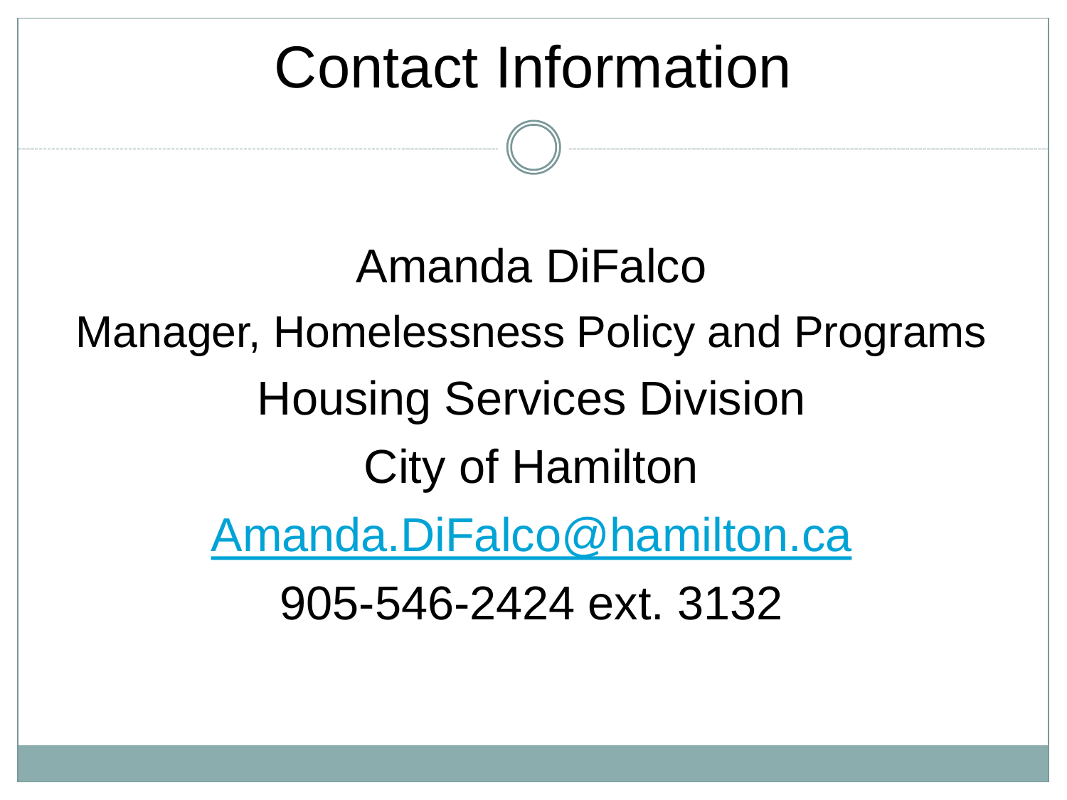# Contact Information

Amanda DiFalco

Manager, Homelessness Policy and Programs

Housing Services Division

City of Hamilton

Amanda.DiFalco@hamilton.ca

905-546-2424 ext. 3132